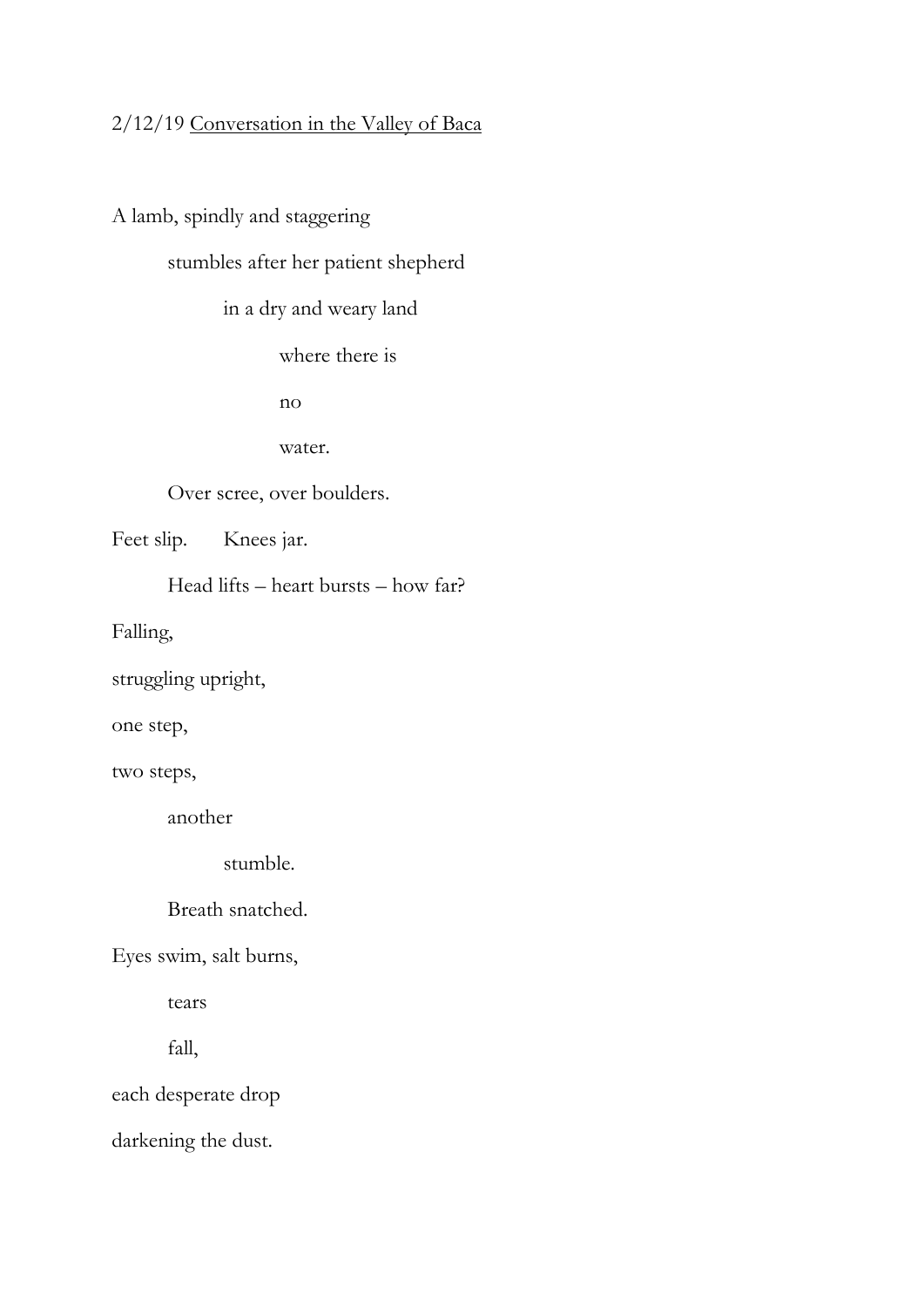2/12/19 <u>Conversation in the Valley of Baca</u>

A lamb, spindly and staggering

&nbsp;&nbsp;&nbsp;&nbsp;&nbsp;&nbsp;&nbsp;&nbsp;stumbles after her patient shepherd

&nbsp;&nbsp;&nbsp;&nbsp;&nbsp;&nbsp;&nbsp;&nbsp;&nbsp;&nbsp;&nbsp;&nbsp;&nbsp;&nbsp;&nbsp;&nbsp;in a dry and weary land

&nbsp;&nbsp;&nbsp;&nbsp;&nbsp;&nbsp;&nbsp;&nbsp;&nbsp;&nbsp;&nbsp;&nbsp;&nbsp;&nbsp;&nbsp;&nbsp;&nbsp;&nbsp;&nbsp;&nbsp;&nbsp;&nbsp;&nbsp;&nbsp;where there is

&nbsp;&nbsp;&nbsp;&nbsp;&nbsp;&nbsp;&nbsp;&nbsp;&nbsp;&nbsp;&nbsp;&nbsp;&nbsp;&nbsp;&nbsp;&nbsp;&nbsp;&nbsp;&nbsp;&nbsp;&nbsp;&nbsp;&nbsp;&nbsp;no

&nbsp;&nbsp;&nbsp;&nbsp;&nbsp;&nbsp;&nbsp;&nbsp;&nbsp;&nbsp;&nbsp;&nbsp;&nbsp;&nbsp;&nbsp;&nbsp;&nbsp;&nbsp;&nbsp;&nbsp;&nbsp;&nbsp;&nbsp;&nbsp;water.

&nbsp;&nbsp;&nbsp;&nbsp;&nbsp;&nbsp;&nbsp;&nbsp;Over scree, over boulders.

Feet slip.&nbsp;&nbsp;&nbsp;&nbsp;&nbsp;&nbsp;Knees jar.

&nbsp;&nbsp;&nbsp;&nbsp;&nbsp;&nbsp;&nbsp;&nbsp;Head lifts – heart bursts – how far?

Falling,

struggling upright,

one step,

two steps,

&nbsp;&nbsp;&nbsp;&nbsp;&nbsp;&nbsp;&nbsp;&nbsp;another

&nbsp;&nbsp;&nbsp;&nbsp;&nbsp;&nbsp;&nbsp;&nbsp;&nbsp;&nbsp;&nbsp;&nbsp;&nbsp;&nbsp;&nbsp;&nbsp;stumble.

&nbsp;&nbsp;&nbsp;&nbsp;&nbsp;&nbsp;&nbsp;&nbsp;Breath snatched.

Eyes swim, salt burns,

&nbsp;&nbsp;&nbsp;&nbsp;&nbsp;&nbsp;&nbsp;&nbsp;tears

&nbsp;&nbsp;&nbsp;&nbsp;&nbsp;&nbsp;&nbsp;&nbsp;fall,

each desperate drop

darkening the dust.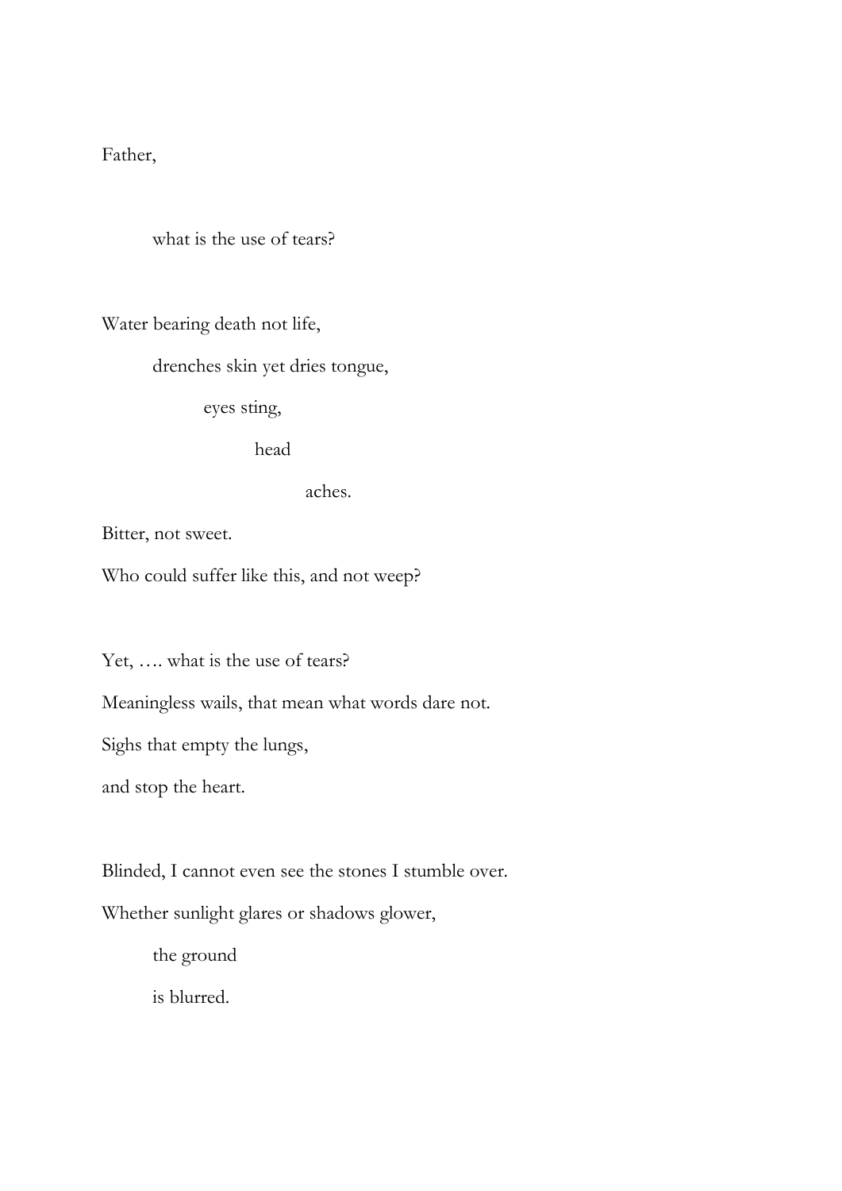Father,

what is the use of tears?

Water bearing death not life,

drenches skin yet dries tongue,

eyes sting,

head

aches.

Bitter, not sweet.

Who could suffer like this, and not weep?

Yet, …. what is the use of tears?

Meaningless wails, that mean what words dare not.

Sighs that empty the lungs,

and stop the heart.

Blinded, I cannot even see the stones I stumble over.

Whether sunlight glares or shadows glower,

the ground

is blurred.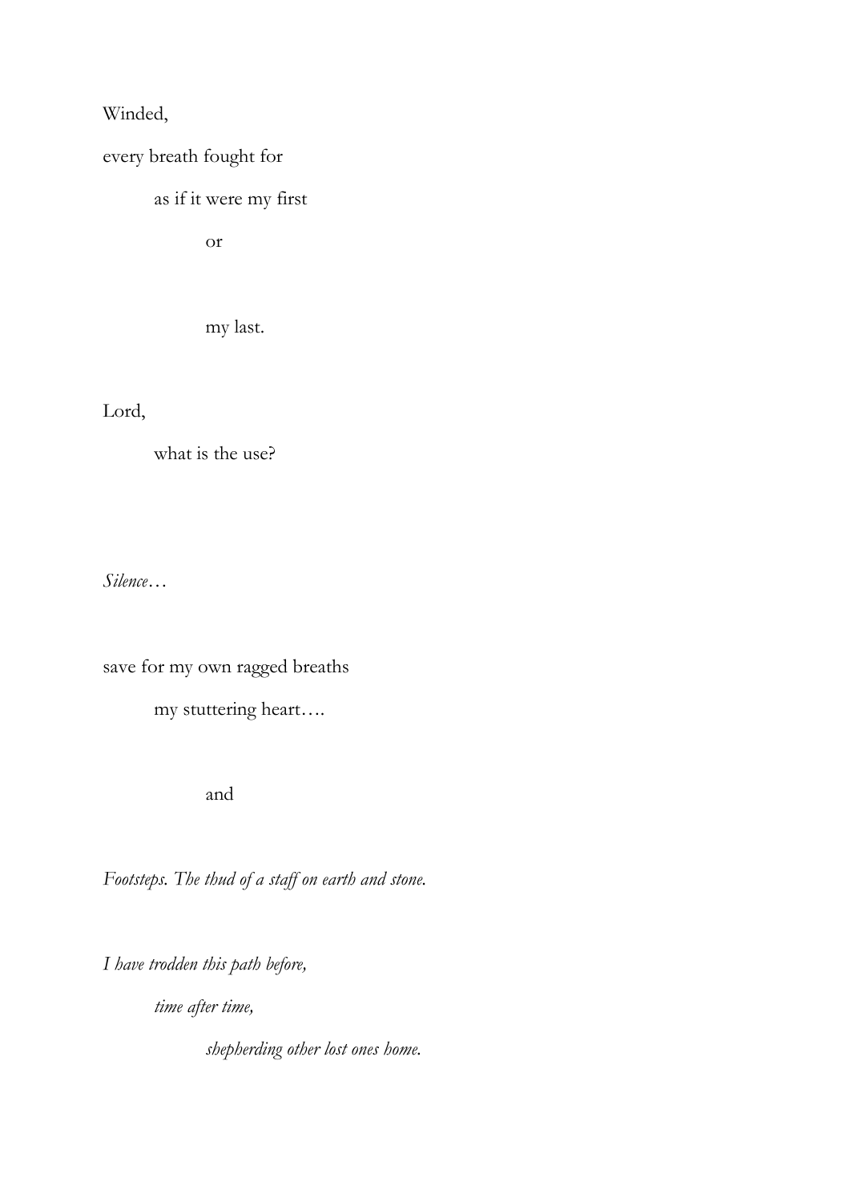Winded,

every breath fought for

&nbsp;&nbsp;&nbsp;&nbsp;&nbsp;&nbsp;&nbsp;&nbsp;as if it were my first

&nbsp;&nbsp;&nbsp;&nbsp;&nbsp;&nbsp;&nbsp;&nbsp;&nbsp;&nbsp;&nbsp;&nbsp;&nbsp;&nbsp;&nbsp;&nbsp;or

&nbsp;&nbsp;&nbsp;&nbsp;&nbsp;&nbsp;&nbsp;&nbsp;&nbsp;&nbsp;&nbsp;&nbsp;&nbsp;&nbsp;&nbsp;&nbsp;my last.

Lord,

&nbsp;&nbsp;&nbsp;&nbsp;&nbsp;&nbsp;&nbsp;&nbsp;what is the use?

*Silence…*

save for my own ragged breaths

&nbsp;&nbsp;&nbsp;&nbsp;&nbsp;&nbsp;&nbsp;&nbsp;my stuttering heart….

&nbsp;&nbsp;&nbsp;&nbsp;&nbsp;&nbsp;&nbsp;&nbsp;&nbsp;&nbsp;&nbsp;&nbsp;&nbsp;&nbsp;&nbsp;&nbsp;and

*Footsteps. The thud of a staff on earth and stone.*

*I have trodden this path before,*

&nbsp;&nbsp;&nbsp;&nbsp;&nbsp;&nbsp;&nbsp;&nbsp;*time after time,*

&nbsp;&nbsp;&nbsp;&nbsp;&nbsp;&nbsp;&nbsp;&nbsp;&nbsp;&nbsp;&nbsp;&nbsp;&nbsp;&nbsp;&nbsp;&nbsp;*shepherding other lost ones home.*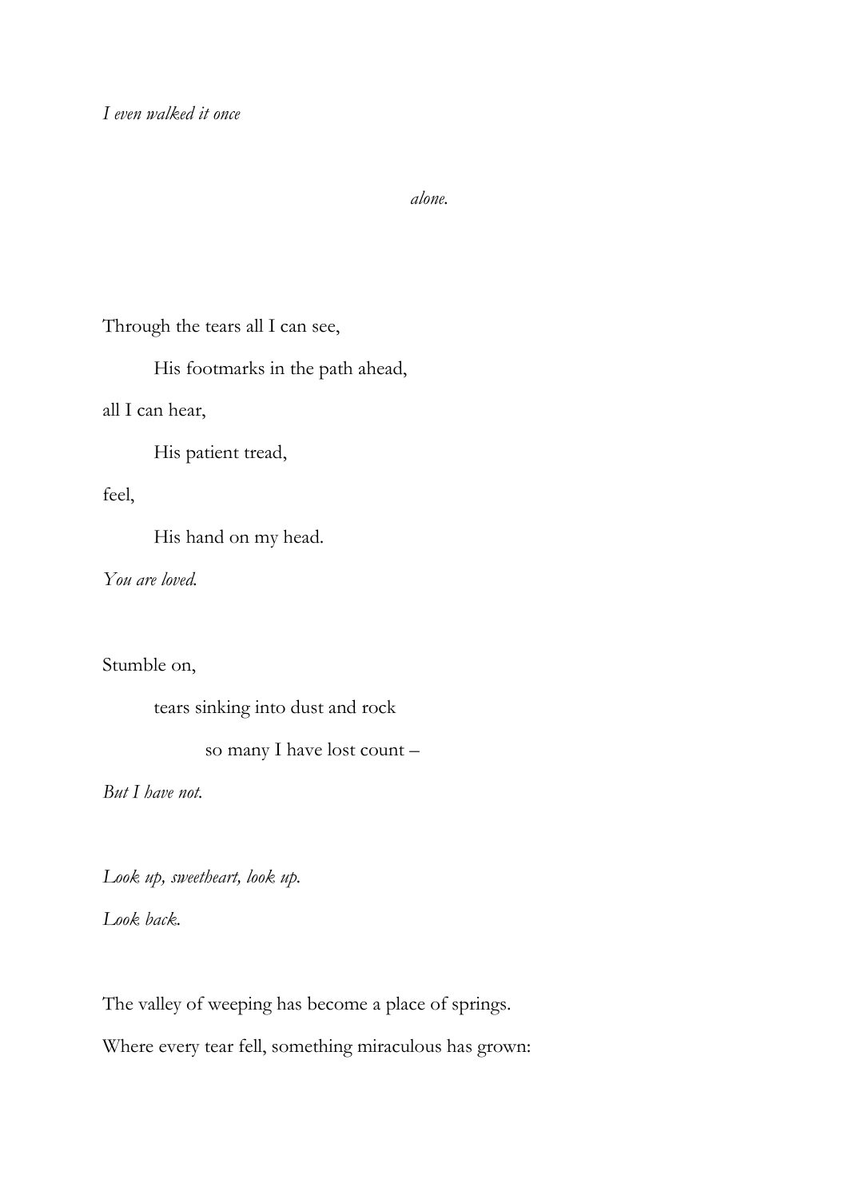*I even walked it once*

*alone.*

Through the tears all I can see,

His footmarks in the path ahead,

all I can hear,

His patient tread,

feel,

His hand on my head.

*You are loved.*

Stumble on,

tears sinking into dust and rock

so many I have lost count –

*But I have not.*

*Look up, sweetheart, look up.*

*Look back.*

The valley of weeping has become a place of springs.

Where every tear fell, something miraculous has grown: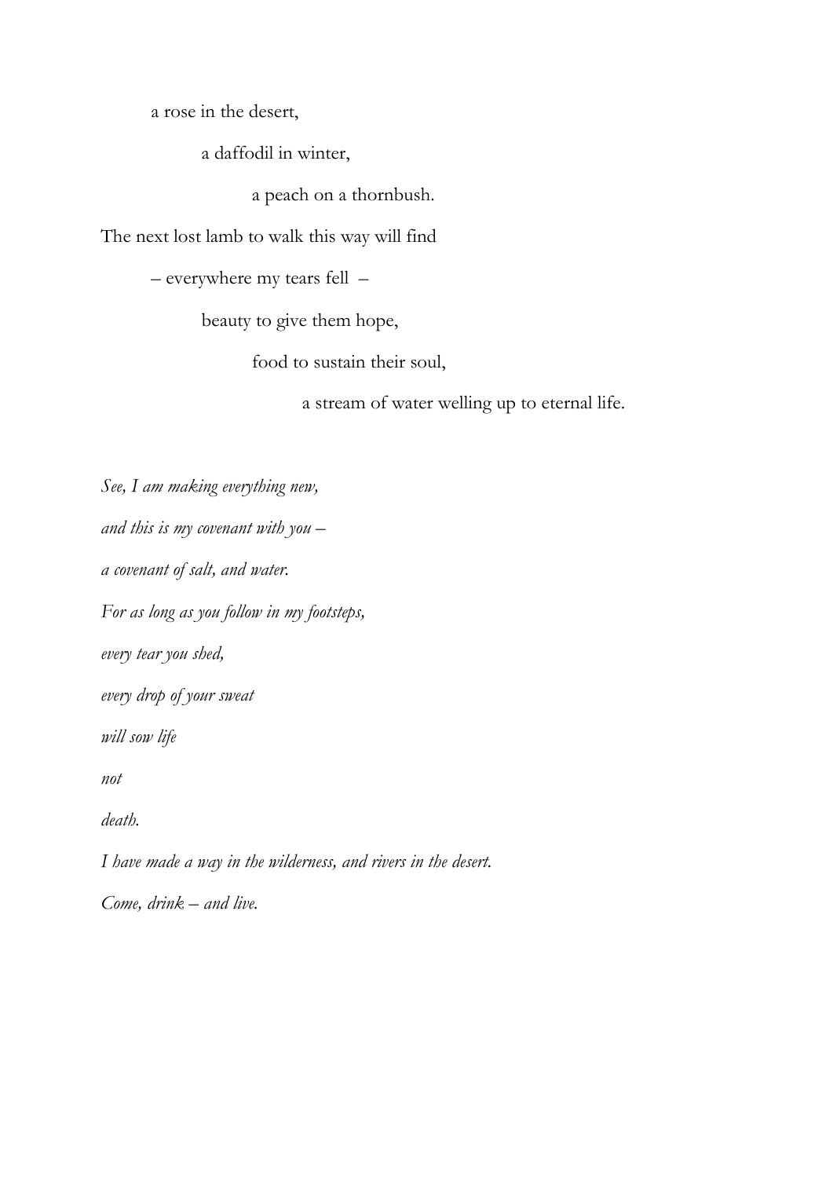a rose in the desert,

a daffodil in winter,

a peach on a thornbush.

The next lost lamb to walk this way will find

– everywhere my tears fell –

beauty to give them hope,

food to sustain their soul,

a stream of water welling up to eternal life.

*See, I am making everything new,*

*and this is my covenant with you –*

*a covenant of salt, and water.*

*For as long as you follow in my footsteps,*

*every tear you shed,*

*every drop of your sweat*

*will sow life*

*not*

*death.*

*I have made a way in the wilderness, and rivers in the desert.*

*Come, drink – and live.*